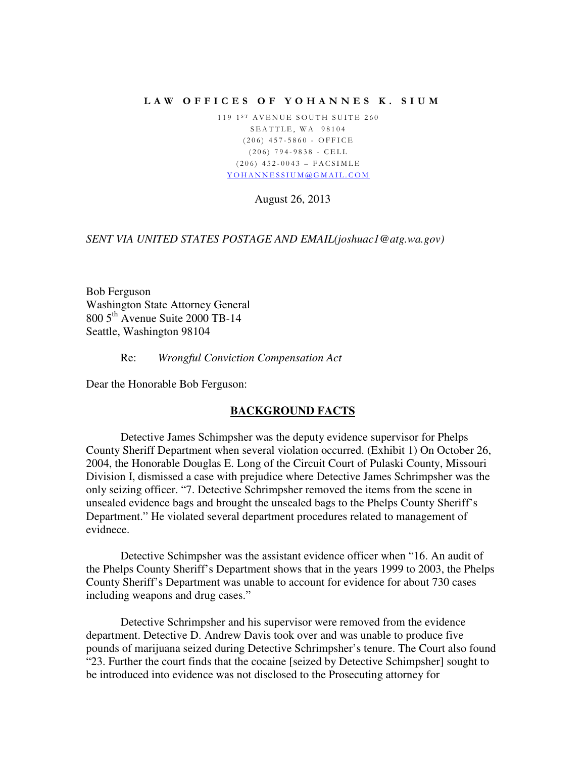**LAW OFFICES OF YOHANNES K. SIUM**

119 1ST AVENUE SOUTH SUITE 260
SEATTLE, WA 98104
(206) 457-5860 - OFFICE
(206) 794-9838 - CELL
(206) 452-0043 – FACSIMLE
YOHANNESSIUM@GMAIL.COM

August 26, 2013

*SENT VIA UNITED STATES POSTAGE AND EMAIL(joshuac1@atg.wa.gov)*

Bob Ferguson
Washington State Attorney General
800 5th Avenue Suite 2000 TB-14
Seattle, Washington 98104

Re: *Wrongful Conviction Compensation Act*

Dear the Honorable Bob Ferguson:

## BACKGROUND FACTS

Detective James Schimpsher was the deputy evidence supervisor for Phelps County Sheriff Department when several violation occurred. (Exhibit 1) On October 26, 2004, the Honorable Douglas E. Long of the Circuit Court of Pulaski County, Missouri Division I, dismissed a case with prejudice where Detective James Schrimpsher was the only seizing officer. "7. Detective Schrimpsher removed the items from the scene in unsealed evidence bags and brought the unsealed bags to the Phelps County Sheriff's Department." He violated several department procedures related to management of evidnece.

Detective Schimpsher was the assistant evidence officer when "16. An audit of the Phelps County Sheriff's Department shows that in the years 1999 to 2003, the Phelps County Sheriff's Department was unable to account for evidence for about 730 cases including weapons and drug cases."

Detective Schrimpsher and his supervisor were removed from the evidence department. Detective D. Andrew Davis took over and was unable to produce five pounds of marijuana seized during Detective Schrimpsher's tenure. The Court also found "23. Further the court finds that the cocaine [seized by Detective Schimpsher] sought to be introduced into evidence was not disclosed to the Prosecuting attorney for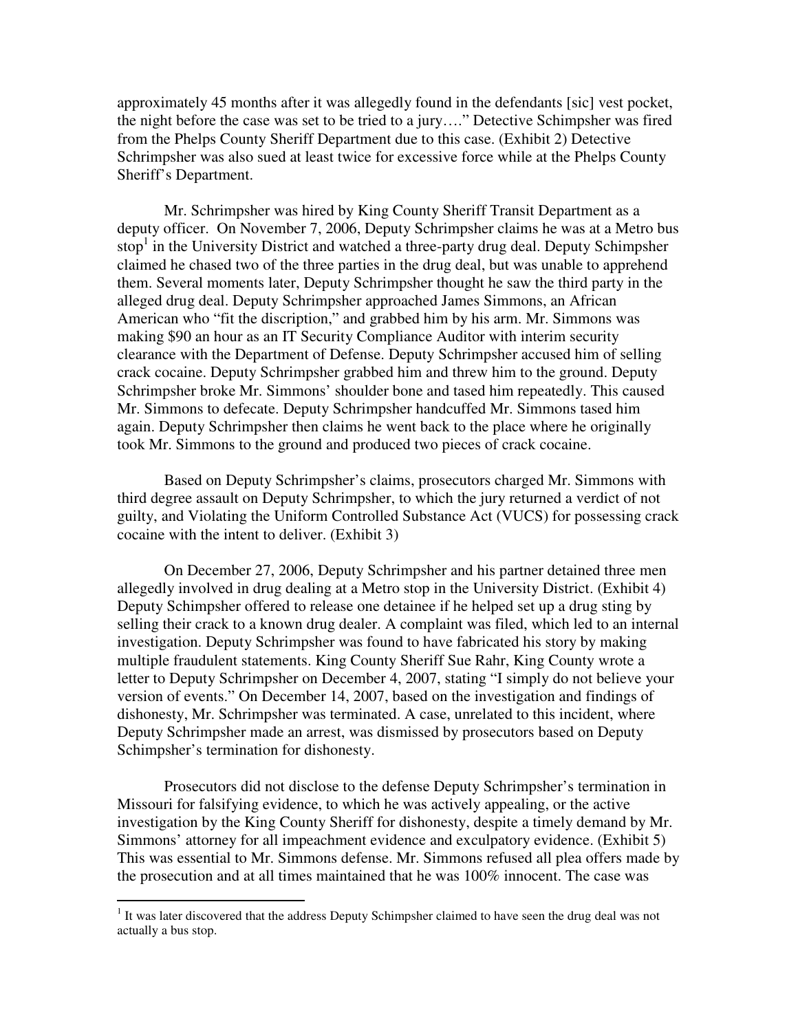approximately 45 months after it was allegedly found in the defendants [sic] vest pocket, the night before the case was set to be tried to a jury…." Detective Schimpsher was fired from the Phelps County Sheriff Department due to this case. (Exhibit 2) Detective Schrimpsher was also sued at least twice for excessive force while at the Phelps County Sheriff's Department.

Mr. Schrimpsher was hired by King County Sheriff Transit Department as a deputy officer. On November 7, 2006, Deputy Schrimpsher claims he was at a Metro bus stop[1] in the University District and watched a three-party drug deal. Deputy Schimpsher claimed he chased two of the three parties in the drug deal, but was unable to apprehend them. Several moments later, Deputy Schrimpsher thought he saw the third party in the alleged drug deal. Deputy Schrimpsher approached James Simmons, an African American who "fit the discription," and grabbed him by his arm. Mr. Simmons was making $90 an hour as an IT Security Compliance Auditor with interim security clearance with the Department of Defense. Deputy Schrimpsher accused him of selling crack cocaine. Deputy Schrimpsher grabbed him and threw him to the ground. Deputy Schrimpsher broke Mr. Simmons' shoulder bone and tased him repeatedly. This caused Mr. Simmons to defecate. Deputy Schrimpsher handcuffed Mr. Simmons tased him again. Deputy Schrimpsher then claims he went back to the place where he originally took Mr. Simmons to the ground and produced two pieces of crack cocaine.

Based on Deputy Schrimpsher's claims, prosecutors charged Mr. Simmons with third degree assault on Deputy Schrimpsher, to which the jury returned a verdict of not guilty, and Violating the Uniform Controlled Substance Act (VUCS) for possessing crack cocaine with the intent to deliver. (Exhibit 3)

On December 27, 2006, Deputy Schrimpsher and his partner detained three men allegedly involved in drug dealing at a Metro stop in the University District. (Exhibit 4) Deputy Schimpsher offered to release one detainee if he helped set up a drug sting by selling their crack to a known drug dealer. A complaint was filed, which led to an internal investigation. Deputy Schrimpsher was found to have fabricated his story by making multiple fraudulent statements. King County Sheriff Sue Rahr, King County wrote a letter to Deputy Schrimpsher on December 4, 2007, stating "I simply do not believe your version of events." On December 14, 2007, based on the investigation and findings of dishonesty, Mr. Schrimpsher was terminated. A case, unrelated to this incident, where Deputy Schrimpsher made an arrest, was dismissed by prosecutors based on Deputy Schimpsher's termination for dishonesty.

Prosecutors did not disclose to the defense Deputy Schrimpsher's termination in Missouri for falsifying evidence, to which he was actively appealing, or the active investigation by the King County Sheriff for dishonesty, despite a timely demand by Mr. Simmons' attorney for all impeachment evidence and exculpatory evidence. (Exhibit 5) This was essential to Mr. Simmons defense. Mr. Simmons refused all plea offers made by the prosecution and at all times maintained that he was 100% innocent. The case was

[1] It was later discovered that the address Deputy Schimpsher claimed to have seen the drug deal was not actually a bus stop.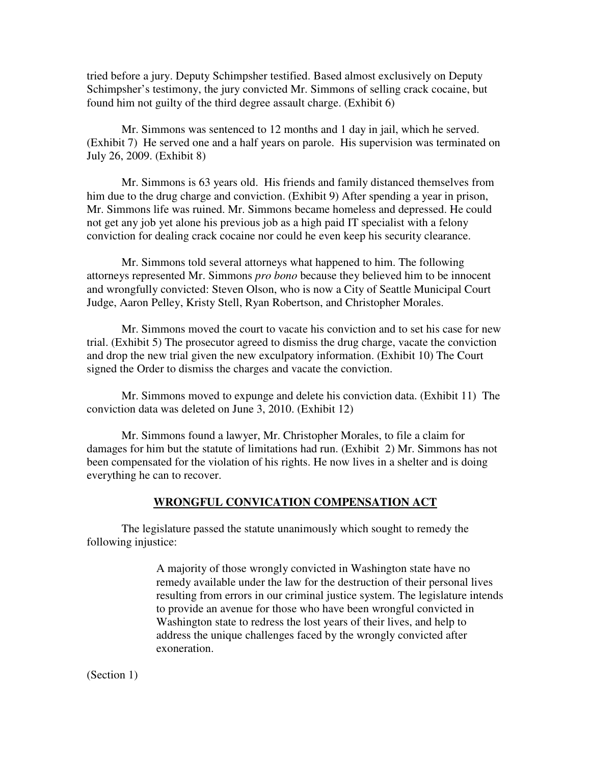tried before a jury. Deputy Schimpsher testified. Based almost exclusively on Deputy Schimpsher's testimony, the jury convicted Mr. Simmons of selling crack cocaine, but found him not guilty of the third degree assault charge. (Exhibit 6)

Mr. Simmons was sentenced to 12 months and 1 day in jail, which he served. (Exhibit 7) He served one and a half years on parole. His supervision was terminated on July 26, 2009. (Exhibit 8)

Mr. Simmons is 63 years old. His friends and family distanced themselves from him due to the drug charge and conviction. (Exhibit 9) After spending a year in prison, Mr. Simmons life was ruined. Mr. Simmons became homeless and depressed. He could not get any job yet alone his previous job as a high paid IT specialist with a felony conviction for dealing crack cocaine nor could he even keep his security clearance.

Mr. Simmons told several attorneys what happened to him. The following attorneys represented Mr. Simmons *pro bono* because they believed him to be innocent and wrongfully convicted: Steven Olson, who is now a City of Seattle Municipal Court Judge, Aaron Pelley, Kristy Stell, Ryan Robertson, and Christopher Morales.

Mr. Simmons moved the court to vacate his conviction and to set his case for new trial. (Exhibit 5) The prosecutor agreed to dismiss the drug charge, vacate the conviction and drop the new trial given the new exculpatory information. (Exhibit 10) The Court signed the Order to dismiss the charges and vacate the conviction.

Mr. Simmons moved to expunge and delete his conviction data. (Exhibit 11) The conviction data was deleted on June 3, 2010. (Exhibit 12)

Mr. Simmons found a lawyer, Mr. Christopher Morales, to file a claim for damages for him but the statute of limitations had run. (Exhibit 2) Mr. Simmons has not been compensated for the violation of his rights. He now lives in a shelter and is doing everything he can to recover.

## **WRONGFUL CONVICATION COMPENSATION ACT**

The legislature passed the statute unanimously which sought to remedy the following injustice:

> A majority of those wrongly convicted in Washington state have no remedy available under the law for the destruction of their personal lives resulting from errors in our criminal justice system. The legislature intends to provide an avenue for those who have been wrongful convicted in Washington state to redress the lost years of their lives, and help to address the unique challenges faced by the wrongly convicted after exoneration.

(Section 1)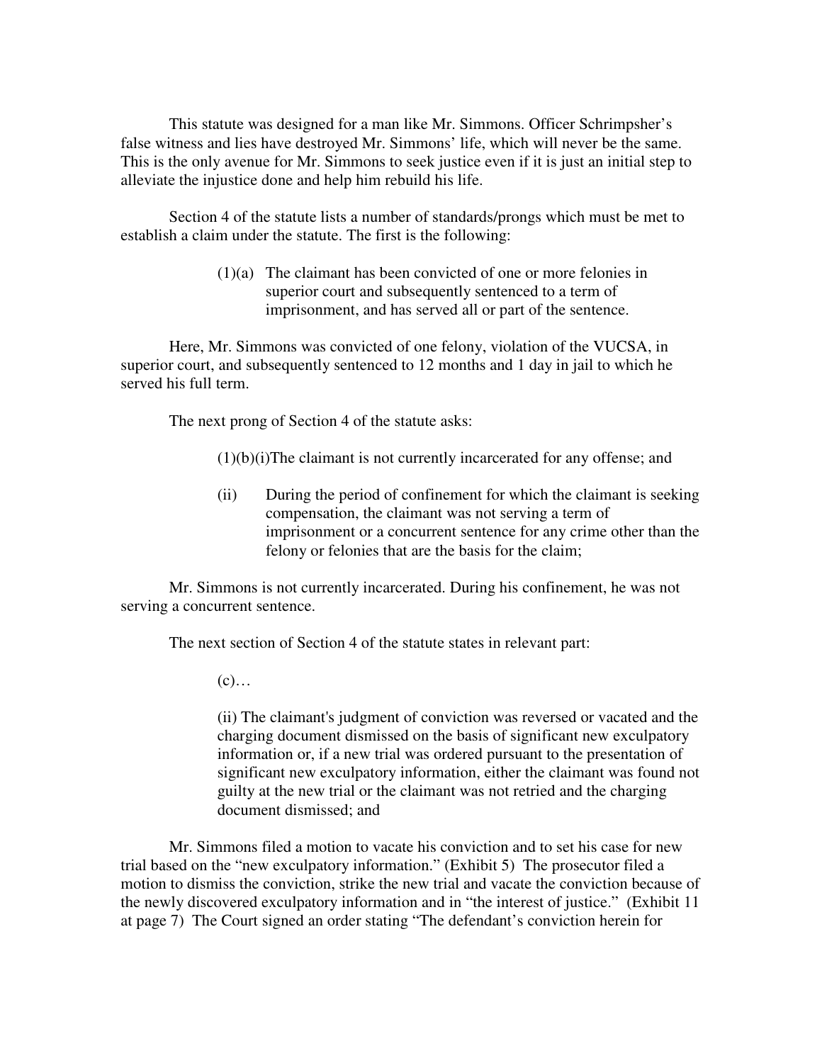This statute was designed for a man like Mr. Simmons. Officer Schrimpsher's false witness and lies have destroyed Mr. Simmons' life, which will never be the same. This is the only avenue for Mr. Simmons to seek justice even if it is just an initial step to alleviate the injustice done and help him rebuild his life.

Section 4 of the statute lists a number of standards/prongs which must be met to establish a claim under the statute. The first is the following:

> (1)(a) The claimant has been convicted of one or more felonies in superior court and subsequently sentenced to a term of imprisonment, and has served all or part of the sentence.

Here, Mr. Simmons was convicted of one felony, violation of the VUCSA, in superior court, and subsequently sentenced to 12 months and 1 day in jail to which he served his full term.

The next prong of Section 4 of the statute asks:

> (1)(b)(i)The claimant is not currently incarcerated for any offense; and
>
> (ii) During the period of confinement for which the claimant is seeking compensation, the claimant was not serving a term of imprisonment or a concurrent sentence for any crime other than the felony or felonies that are the basis for the claim;

Mr. Simmons is not currently incarcerated. During his confinement, he was not serving a concurrent sentence.

The next section of Section 4 of the statute states in relevant part:

> (c)…
>
> (ii) The claimant's judgment of conviction was reversed or vacated and the charging document dismissed on the basis of significant new exculpatory information or, if a new trial was ordered pursuant to the presentation of significant new exculpatory information, either the claimant was found not guilty at the new trial or the claimant was not retried and the charging document dismissed; and

Mr. Simmons filed a motion to vacate his conviction and to set his case for new trial based on the "new exculpatory information." (Exhibit 5) The prosecutor filed a motion to dismiss the conviction, strike the new trial and vacate the conviction because of the newly discovered exculpatory information and in "the interest of justice." (Exhibit 11 at page 7) The Court signed an order stating "The defendant's conviction herein for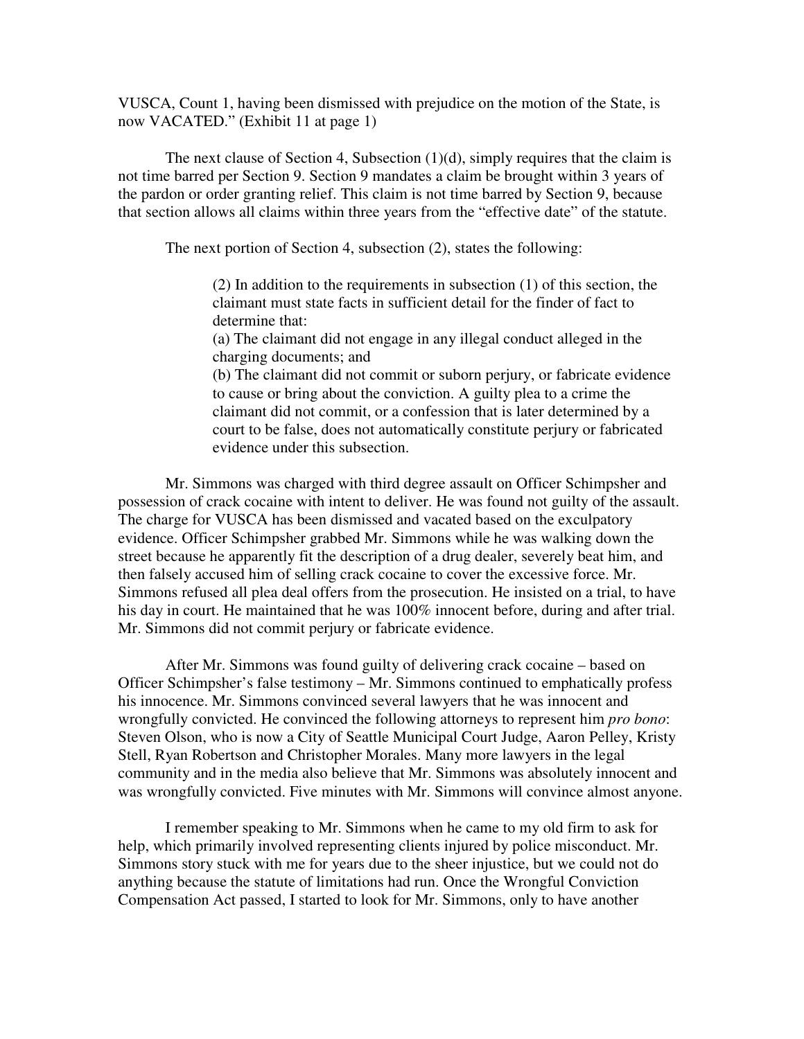VUSCA, Count 1, having been dismissed with prejudice on the motion of the State, is now VACATED." (Exhibit 11 at page 1)

The next clause of Section 4, Subsection (1)(d), simply requires that the claim is not time barred per Section 9. Section 9 mandates a claim be brought within 3 years of the pardon or order granting relief. This claim is not time barred by Section 9, because that section allows all claims within three years from the "effective date" of the statute.

The next portion of Section 4, subsection (2), states the following:

> (2) In addition to the requirements in subsection (1) of this section, the claimant must state facts in sufficient detail for the finder of fact to determine that:
> (a) The claimant did not engage in any illegal conduct alleged in the charging documents; and
> (b) The claimant did not commit or suborn perjury, or fabricate evidence to cause or bring about the conviction. A guilty plea to a crime the claimant did not commit, or a confession that is later determined by a court to be false, does not automatically constitute perjury or fabricated evidence under this subsection.

Mr. Simmons was charged with third degree assault on Officer Schimpsher and possession of crack cocaine with intent to deliver. He was found not guilty of the assault. The charge for VUSCA has been dismissed and vacated based on the exculpatory evidence. Officer Schimpsher grabbed Mr. Simmons while he was walking down the street because he apparently fit the description of a drug dealer, severely beat him, and then falsely accused him of selling crack cocaine to cover the excessive force. Mr. Simmons refused all plea deal offers from the prosecution. He insisted on a trial, to have his day in court. He maintained that he was 100% innocent before, during and after trial. Mr. Simmons did not commit perjury or fabricate evidence.

After Mr. Simmons was found guilty of delivering crack cocaine – based on Officer Schimpsher's false testimony – Mr. Simmons continued to emphatically profess his innocence. Mr. Simmons convinced several lawyers that he was innocent and wrongfully convicted. He convinced the following attorneys to represent him *pro bono*: Steven Olson, who is now a City of Seattle Municipal Court Judge, Aaron Pelley, Kristy Stell, Ryan Robertson and Christopher Morales. Many more lawyers in the legal community and in the media also believe that Mr. Simmons was absolutely innocent and was wrongfully convicted. Five minutes with Mr. Simmons will convince almost anyone.

I remember speaking to Mr. Simmons when he came to my old firm to ask for help, which primarily involved representing clients injured by police misconduct. Mr. Simmons story stuck with me for years due to the sheer injustice, but we could not do anything because the statute of limitations had run. Once the Wrongful Conviction Compensation Act passed, I started to look for Mr. Simmons, only to have another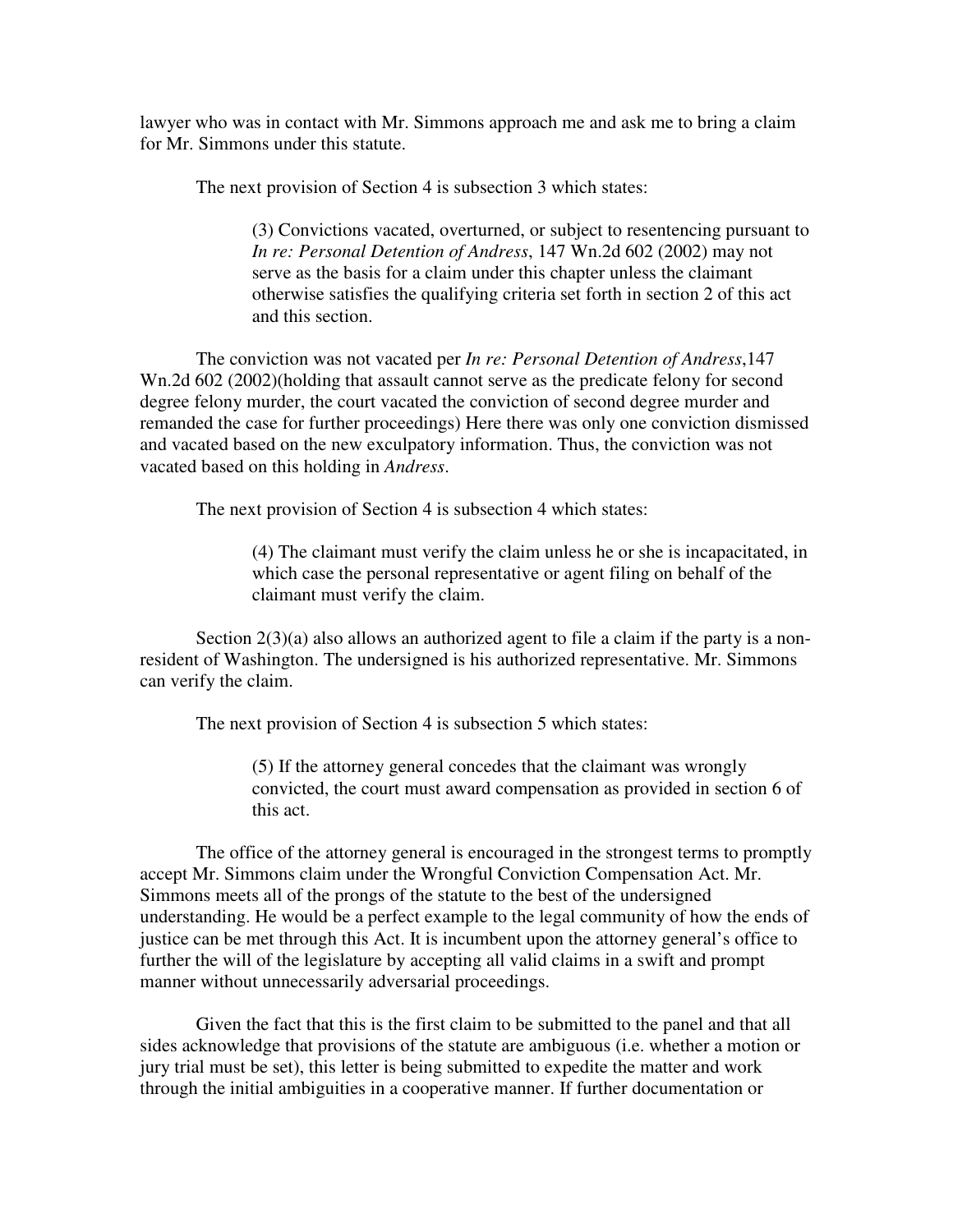lawyer who was in contact with Mr. Simmons approach me and ask me to bring a claim for Mr. Simmons under this statute.

The next provision of Section 4 is subsection 3 which states:

> (3) Convictions vacated, overturned, or subject to resentencing pursuant to *In re: Personal Detention of Andress*, 147 Wn.2d 602 (2002) may not serve as the basis for a claim under this chapter unless the claimant otherwise satisfies the qualifying criteria set forth in section 2 of this act and this section.

The conviction was not vacated per *In re: Personal Detention of Andress*,147 Wn.2d 602 (2002)(holding that assault cannot serve as the predicate felony for second degree felony murder, the court vacated the conviction of second degree murder and remanded the case for further proceedings) Here there was only one conviction dismissed and vacated based on the new exculpatory information. Thus, the conviction was not vacated based on this holding in *Andress*.

The next provision of Section 4 is subsection 4 which states:

> (4) The claimant must verify the claim unless he or she is incapacitated, in which case the personal representative or agent filing on behalf of the claimant must verify the claim.

Section 2(3)(a) also allows an authorized agent to file a claim if the party is a non-resident of Washington. The undersigned is his authorized representative. Mr. Simmons can verify the claim.

The next provision of Section 4 is subsection 5 which states:

> (5) If the attorney general concedes that the claimant was wrongly convicted, the court must award compensation as provided in section 6 of this act.

The office of the attorney general is encouraged in the strongest terms to promptly accept Mr. Simmons claim under the Wrongful Conviction Compensation Act. Mr. Simmons meets all of the prongs of the statute to the best of the undersigned understanding. He would be a perfect example to the legal community of how the ends of justice can be met through this Act. It is incumbent upon the attorney general's office to further the will of the legislature by accepting all valid claims in a swift and prompt manner without unnecessarily adversarial proceedings.

Given the fact that this is the first claim to be submitted to the panel and that all sides acknowledge that provisions of the statute are ambiguous (i.e. whether a motion or jury trial must be set), this letter is being submitted to expedite the matter and work through the initial ambiguities in a cooperative manner. If further documentation or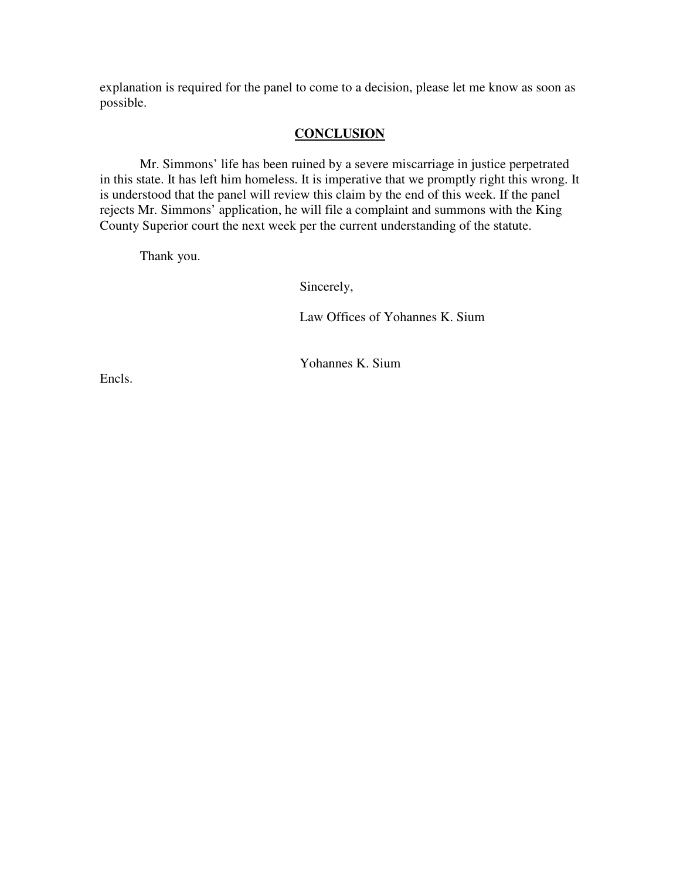explanation is required for the panel to come to a decision, please let me know as soon as possible.

## **CONCLUSION**

Mr. Simmons' life has been ruined by a severe miscarriage in justice perpetrated in this state. It has left him homeless. It is imperative that we promptly right this wrong. It is understood that the panel will review this claim by the end of this week. If the panel rejects Mr. Simmons' application, he will file a complaint and summons with the King County Superior court the next week per the current understanding of the statute.

Thank you.

Sincerely,

Law Offices of Yohannes K. Sium

Yohannes K. Sium

Encls.